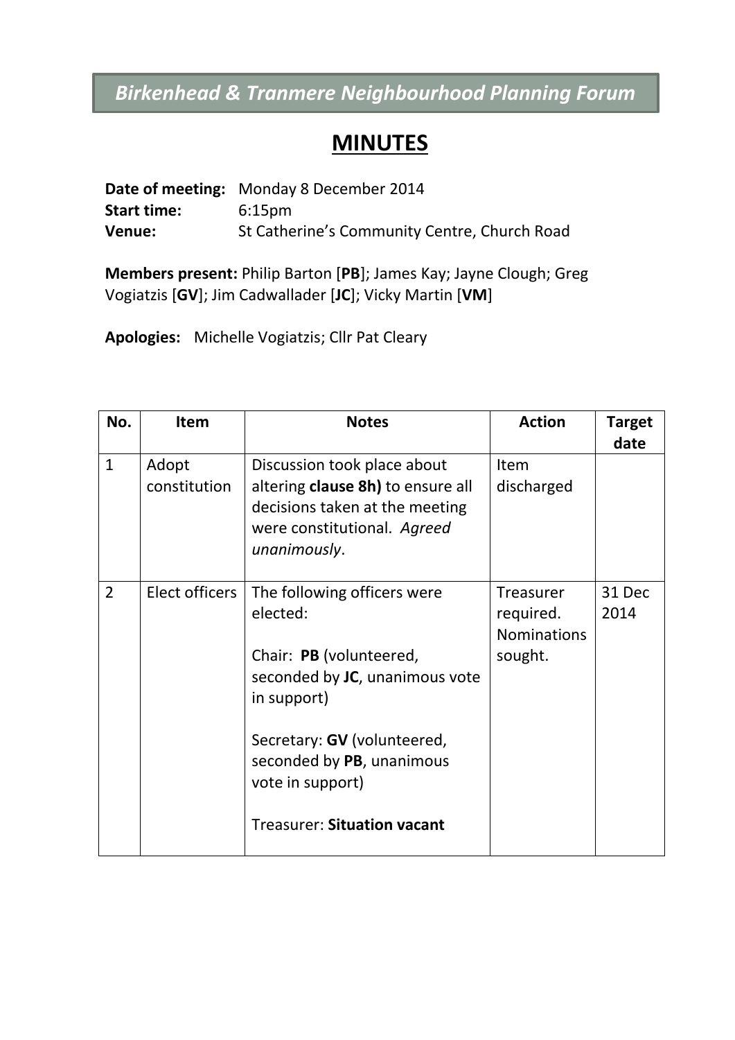# *Birkenhead & Tranmere Neighbourhood Planning Forum*

## MINUTES

**Date of meeting:** Monday 8 December 2014
**Start time:** 6:15pm
**Venue:** St Catherine's Community Centre, Church Road

**Members present:** Philip Barton [**PB**]; James Kay; Jayne Clough; Greg Vogiatzis [**GV**]; Jim Cadwallader [**JC**]; Vicky Martin [**VM**]

**Apologies:** Michelle Vogiatzis; Cllr Pat Cleary

| No. | Item | Notes | Action | Target date |
|---|---|---|---|---|
| 1 | Adopt constitution | Discussion took place about altering **clause 8h)** to ensure all decisions taken at the meeting were constitutional. *Agreed unanimously*. | Item discharged | |
| 2 | Elect officers | The following officers were elected:<br><br>Chair: **PB** (volunteered, seconded by **JC**, unanimous vote in support)<br><br>Secretary: **GV** (volunteered, seconded by **PB**, unanimous vote in support)<br><br>Treasurer: **Situation vacant** | Treasurer required. Nominations sought. | 31 Dec 2014 |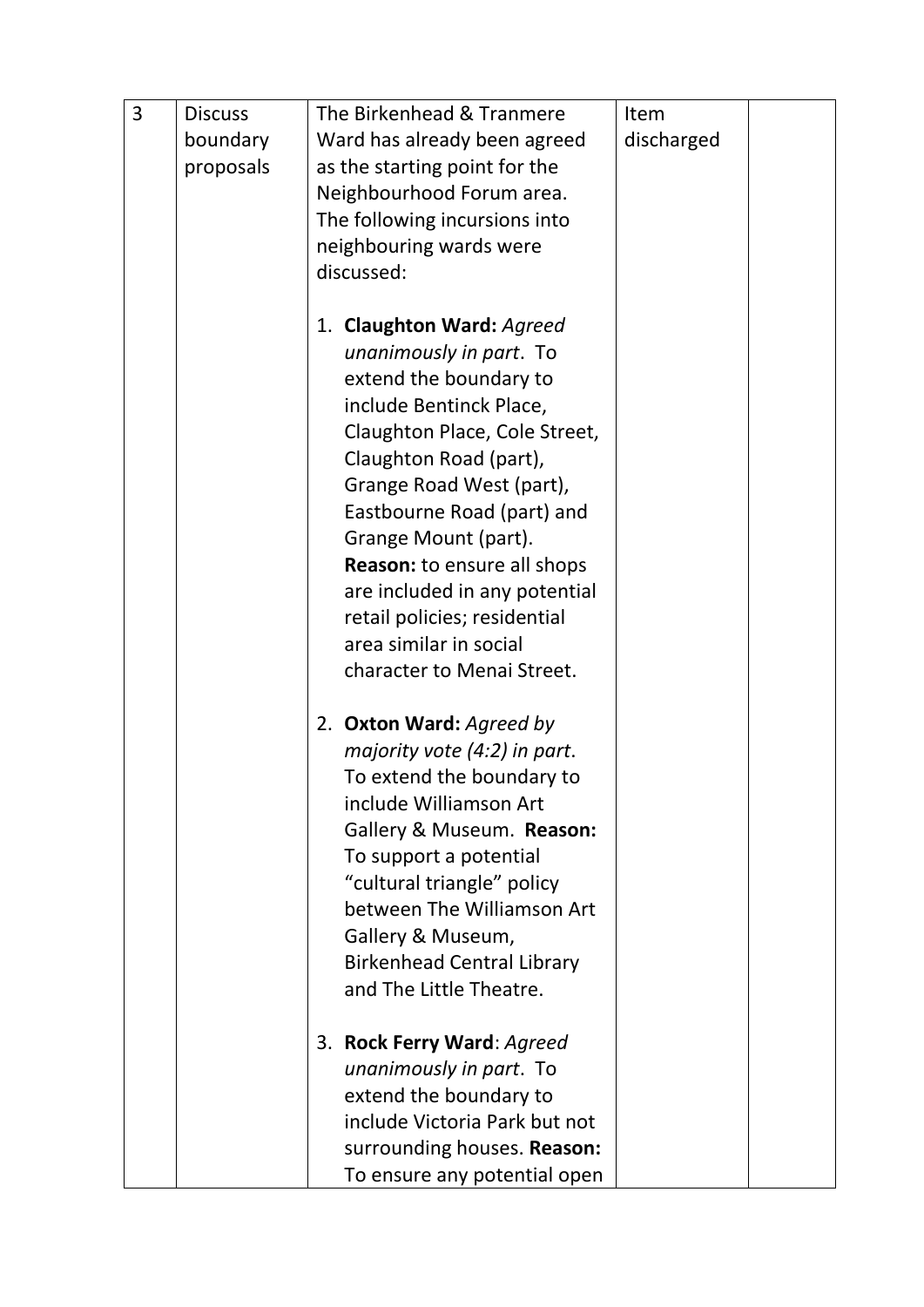| 3 | Discuss boundary proposals | The Birkenhead & Tranmere Ward has already been agreed as the starting point for the Neighbourhood Forum area. The following incursions into neighbouring wards were discussed:<br><br>1. **Claughton Ward:** *Agreed unanimously in part*. To extend the boundary to include Bentinck Place, Claughton Place, Cole Street, Claughton Road (part), Grange Road West (part), Eastbourne Road (part) and Grange Mount (part). **Reason:** to ensure all shops are included in any potential retail policies; residential area similar in social character to Menai Street.<br><br>2. **Oxton Ward:** *Agreed by majority vote (4:2) in part*. To extend the boundary to include Williamson Art Gallery & Museum. **Reason:** To support a potential "cultural triangle" policy between The Williamson Art Gallery & Museum, Birkenhead Central Library and The Little Theatre.<br><br>3. **Rock Ferry Ward**: *Agreed unanimously in part*. To extend the boundary to include Victoria Park but not surrounding houses. **Reason:** To ensure any potential open | Item discharged | |
|---|---|---|---|---|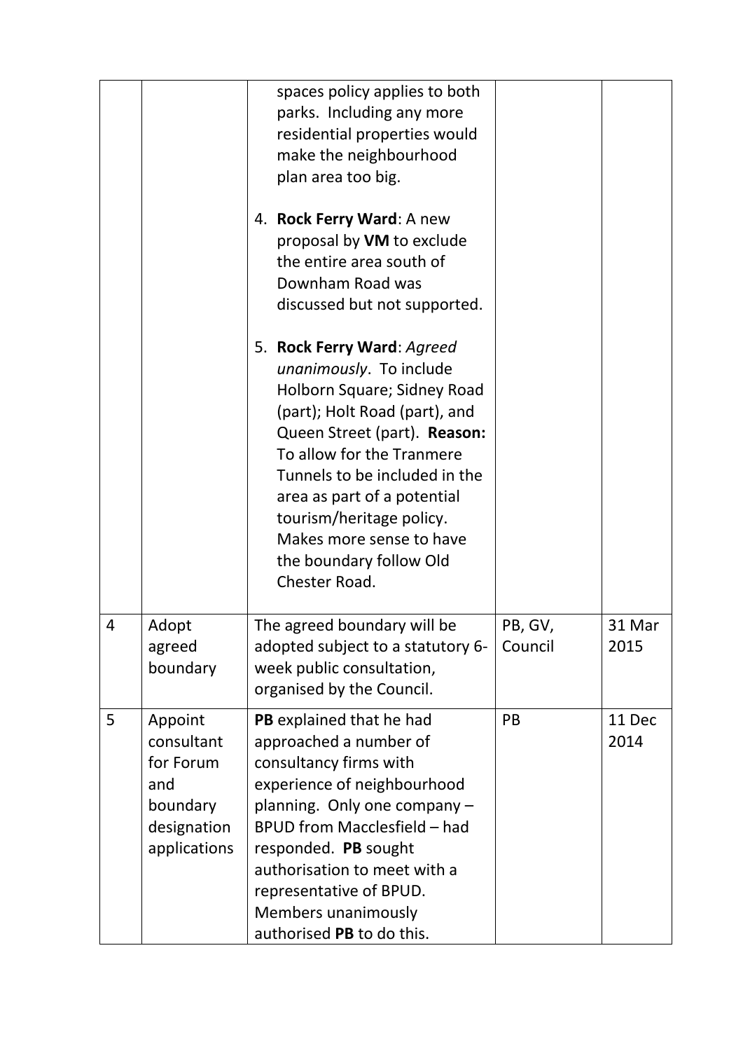| | | | | |
|---|---|---|---|---|
| | | spaces policy applies to both parks. Including any more residential properties would make the neighbourhood plan area too big.<br><br>4. **Rock Ferry Ward**: A new proposal by **VM** to exclude the entire area south of Downham Road was discussed but not supported.<br><br>5. **Rock Ferry Ward**: *Agreed unanimously*. To include Holborn Square; Sidney Road (part); Holt Road (part), and Queen Street (part). **Reason:** To allow for the Tranmere Tunnels to be included in the area as part of a potential tourism/heritage policy. Makes more sense to have the boundary follow Old Chester Road. | | |
| 4 | Adopt agreed boundary | The agreed boundary will be adopted subject to a statutory 6-week public consultation, organised by the Council. | PB, GV, Council | 31 Mar 2015 |
| 5 | Appoint consultant for Forum and boundary designation applications | **PB** explained that he had approached a number of consultancy firms with experience of neighbourhood planning. Only one company – BPUD from Macclesfield – had responded. **PB** sought authorisation to meet with a representative of BPUD. Members unanimously authorised **PB** to do this. | PB | 11 Dec 2014 |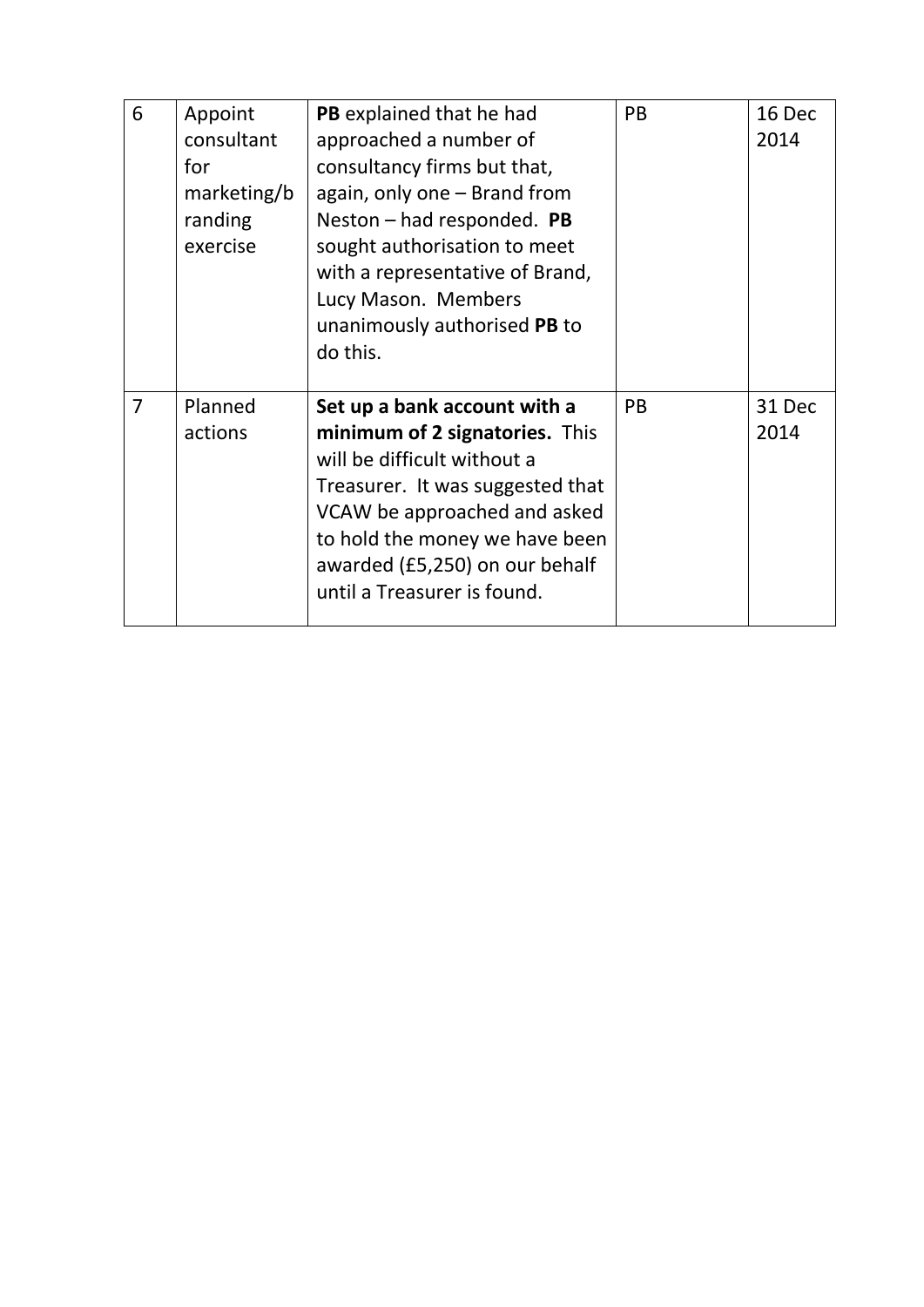| | | | | |
|---|---|---|---|---|
| 6 | Appoint consultant for marketing/branding exercise | **PB** explained that he had approached a number of consultancy firms but that, again, only one – Brand from Neston – had responded. **PB** sought authorisation to meet with a representative of Brand, Lucy Mason. Members unanimously authorised **PB** to do this. | PB | 16 Dec 2014 |
| 7 | Planned actions | **Set up a bank account with a minimum of 2 signatories.** This will be difficult without a Treasurer. It was suggested that VCAW be approached and asked to hold the money we have been awarded (£5,250) on our behalf until a Treasurer is found. | PB | 31 Dec 2014 |